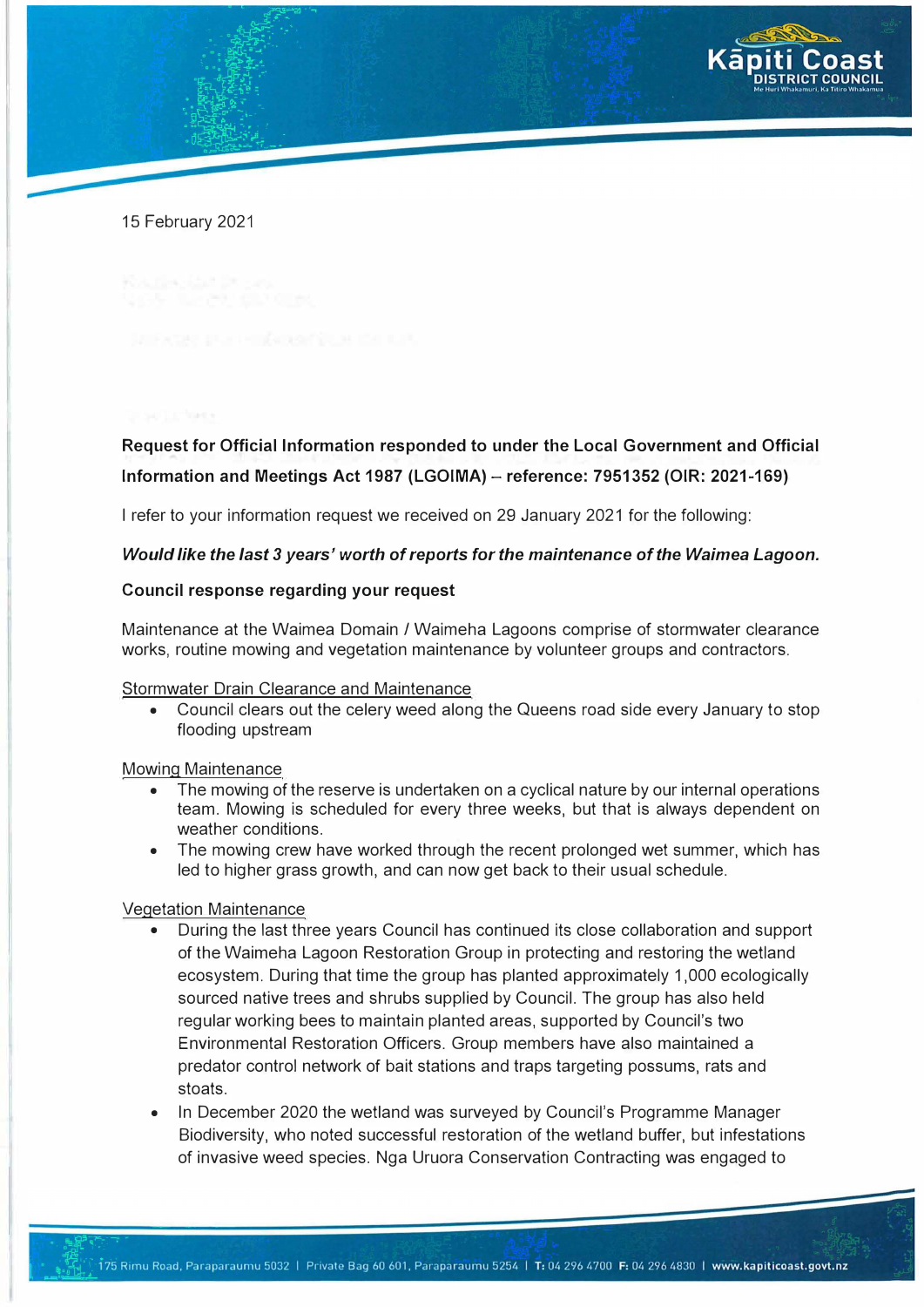15 February 2021

**Request for Official Information responded to under the Local Government and Official Information and Meetings Act 1987 (LGOIMA) – reference: 7951352 (OIR: 2021-169)**

I refer to your information request we received on 29 January 2021 for the following:

***Would like the last 3 years' worth of reports for the maintenance of the Waimea Lagoon.***

**Council response regarding your request**

Maintenance at the Waimea Domain / Waimeha Lagoons comprise of stormwater clearance works, routine mowing and vegetation maintenance by volunteer groups and contractors.

Stormwater Drain Clearance and Maintenance

- Council clears out the celery weed along the Queens road side every January to stop flooding upstream

Mowing Maintenance

- The mowing of the reserve is undertaken on a cyclical nature by our internal operations team. Mowing is scheduled for every three weeks, but that is always dependent on weather conditions.
- The mowing crew have worked through the recent prolonged wet summer, which has led to higher grass growth, and can now get back to their usual schedule.

Vegetation Maintenance

- During the last three years Council has continued its close collaboration and support of the Waimeha Lagoon Restoration Group in protecting and restoring the wetland ecosystem. During that time the group has planted approximately 1,000 ecologically sourced native trees and shrubs supplied by Council. The group has also held regular working bees to maintain planted areas, supported by Council's two Environmental Restoration Officers. Group members have also maintained a predator control network of bait stations and traps targeting possums, rats and stoats.
- In December 2020 the wetland was surveyed by Council's Programme Manager Biodiversity, who noted successful restoration of the wetland buffer, but infestations of invasive weed species. Nga Uruora Conservation Contracting was engaged to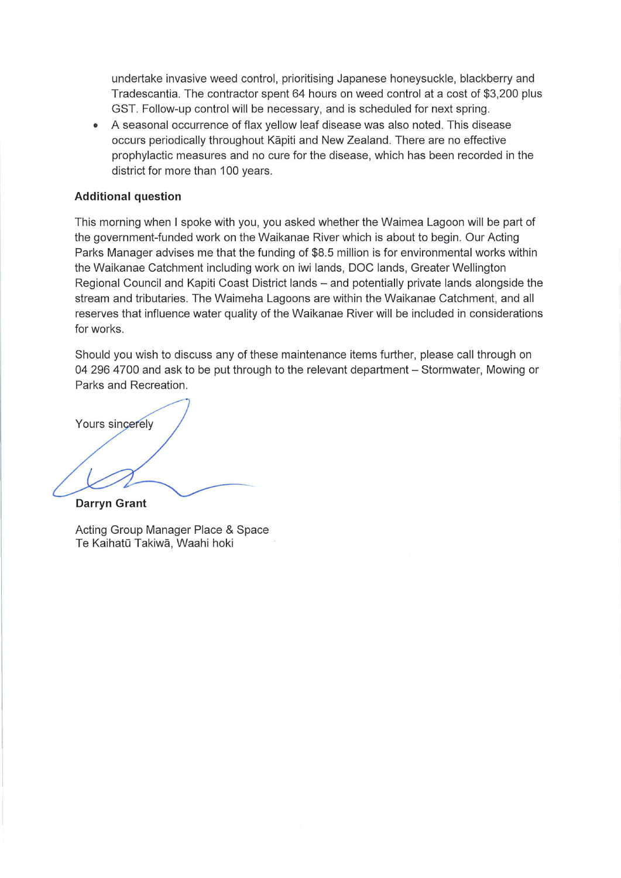undertake invasive weed control, prioritising Japanese honeysuckle, blackberry and Tradescantia. The contractor spent 64 hours on weed control at a cost of $3,200 plus GST. Follow-up control will be necessary, and is scheduled for next spring.

- A seasonal occurrence of flax yellow leaf disease was also noted. This disease occurs periodically throughout Kāpiti and New Zealand. There are no effective prophylactic measures and no cure for the disease, which has been recorded in the district for more than 100 years.

**Additional question**

This morning when I spoke with you, you asked whether the Waimea Lagoon will be part of the government-funded work on the Waikanae River which is about to begin. Our Acting Parks Manager advises me that the funding of $8.5 million is for environmental works within the Waikanae Catchment including work on iwi lands, DOC lands, Greater Wellington Regional Council and Kapiti Coast District lands – and potentially private lands alongside the stream and tributaries. The Waimeha Lagoons are within the Waikanae Catchment, and all reserves that influence water quality of the Waikanae River will be included in considerations for works.

Should you wish to discuss any of these maintenance items further, please call through on 04 296 4700 and ask to be put through to the relevant department – Stormwater, Mowing or Parks and Recreation.

Yours sincerely

**Darryn Grant**

Acting Group Manager Place & Space
Te Kaihatū Takiwā, Waahi hoki